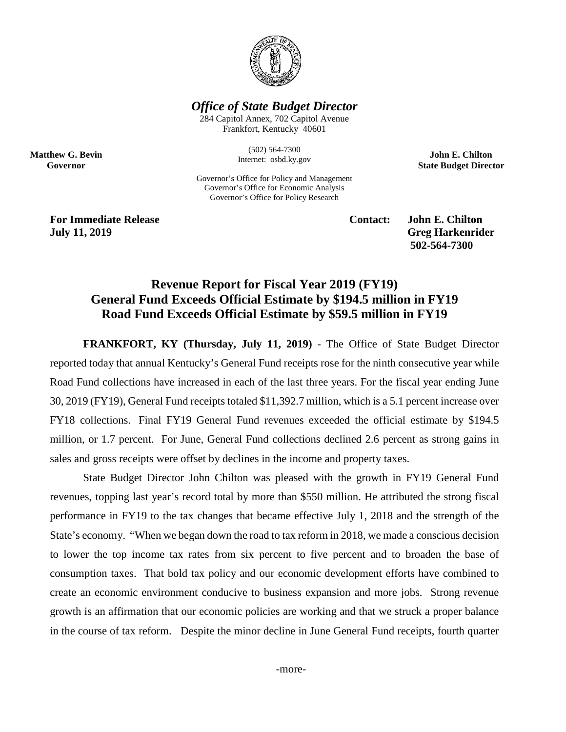*Office of State Budget Director*

284 Capitol Annex, 702 Capitol Avenue
Frankfort, Kentucky 40601

(502) 564-7300
Internet: osbd.ky.gov

Governor's Office for Policy and Management
Governor's Office for Economic Analysis
Governor's Office for Policy Research

**Matthew G. Bevin**
**Governor**

**John E. Chilton**
**State Budget Director**

**For Immediate Release**
**July 11, 2019**

**Contact: John E. Chilton**
**Greg Harkenrider**
**502-564-7300**

# Revenue Report for Fiscal Year 2019 (FY19)
# General Fund Exceeds Official Estimate by $194.5 million in FY19
# Road Fund Exceeds Official Estimate by $59.5 million in FY19

**FRANKFORT, KY (Thursday, July 11, 2019)** - The Office of State Budget Director reported today that annual Kentucky's General Fund receipts rose for the ninth consecutive year while Road Fund collections have increased in each of the last three years. For the fiscal year ending June 30, 2019 (FY19), General Fund receipts totaled $11,392.7 million, which is a 5.1 percent increase over FY18 collections. Final FY19 General Fund revenues exceeded the official estimate by $194.5 million, or 1.7 percent. For June, General Fund collections declined 2.6 percent as strong gains in sales and gross receipts were offset by declines in the income and property taxes.

State Budget Director John Chilton was pleased with the growth in FY19 General Fund revenues, topping last year's record total by more than $550 million. He attributed the strong fiscal performance in FY19 to the tax changes that became effective July 1, 2018 and the strength of the State's economy. "When we began down the road to tax reform in 2018, we made a conscious decision to lower the top income tax rates from six percent to five percent and to broaden the base of consumption taxes. That bold tax policy and our economic development efforts have combined to create an economic environment conducive to business expansion and more jobs. Strong revenue growth is an affirmation that our economic policies are working and that we struck a proper balance in the course of tax reform. Despite the minor decline in June General Fund receipts, fourth quarter

-more-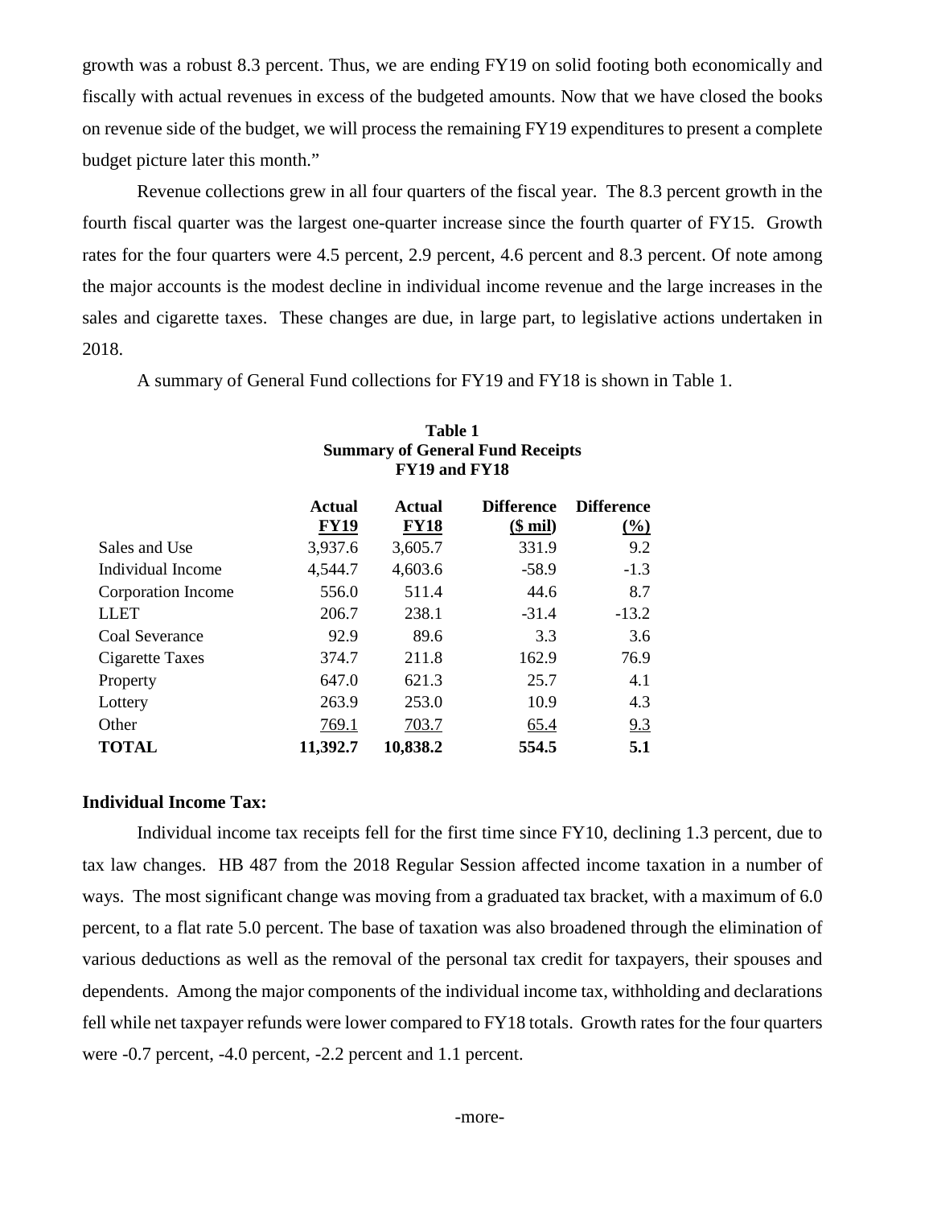growth was a robust 8.3 percent. Thus, we are ending FY19 on solid footing both economically and fiscally with actual revenues in excess of the budgeted amounts. Now that we have closed the books on revenue side of the budget, we will process the remaining FY19 expenditures to present a complete budget picture later this month."

Revenue collections grew in all four quarters of the fiscal year. The 8.3 percent growth in the fourth fiscal quarter was the largest one-quarter increase since the fourth quarter of FY15. Growth rates for the four quarters were 4.5 percent, 2.9 percent, 4.6 percent and 8.3 percent. Of note among the major accounts is the modest decline in individual income revenue and the large increases in the sales and cigarette taxes. These changes are due, in large part, to legislative actions undertaken in 2018.

A summary of General Fund collections for FY19 and FY18 is shown in Table 1.

**Table 1**
**Summary of General Fund Receipts**
**FY19 and FY18**

| | Actual FY19 | Actual FY18 | Difference ($ mil) | Difference (%) |
|---|---|---|---|---|
| Sales and Use | 3,937.6 | 3,605.7 | 331.9 | 9.2 |
| Individual Income | 4,544.7 | 4,603.6 | -58.9 | -1.3 |
| Corporation Income | 556.0 | 511.4 | 44.6 | 8.7 |
| LLET | 206.7 | 238.1 | -31.4 | -13.2 |
| Coal Severance | 92.9 | 89.6 | 3.3 | 3.6 |
| Cigarette Taxes | 374.7 | 211.8 | 162.9 | 76.9 |
| Property | 647.0 | 621.3 | 25.7 | 4.1 |
| Lottery | 263.9 | 253.0 | 10.9 | 4.3 |
| Other | 769.1 | 703.7 | 65.4 | 9.3 |
| **TOTAL** | **11,392.7** | **10,838.2** | **554.5** | **5.1** |

**Individual Income Tax:**

Individual income tax receipts fell for the first time since FY10, declining 1.3 percent, due to tax law changes. HB 487 from the 2018 Regular Session affected income taxation in a number of ways. The most significant change was moving from a graduated tax bracket, with a maximum of 6.0 percent, to a flat rate 5.0 percent. The base of taxation was also broadened through the elimination of various deductions as well as the removal of the personal tax credit for taxpayers, their spouses and dependents. Among the major components of the individual income tax, withholding and declarations fell while net taxpayer refunds were lower compared to FY18 totals. Growth rates for the four quarters were -0.7 percent, -4.0 percent, -2.2 percent and 1.1 percent.

-more-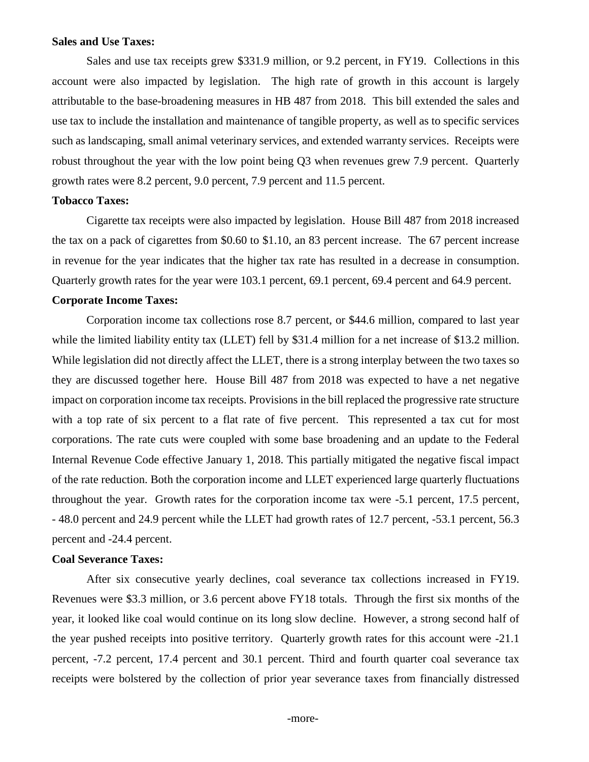**Sales and Use Taxes:**

Sales and use tax receipts grew $331.9 million, or 9.2 percent, in FY19. Collections in this account were also impacted by legislation. The high rate of growth in this account is largely attributable to the base-broadening measures in HB 487 from 2018. This bill extended the sales and use tax to include the installation and maintenance of tangible property, as well as to specific services such as landscaping, small animal veterinary services, and extended warranty services. Receipts were robust throughout the year with the low point being Q3 when revenues grew 7.9 percent. Quarterly growth rates were 8.2 percent, 9.0 percent, 7.9 percent and 11.5 percent.

**Tobacco Taxes:**

Cigarette tax receipts were also impacted by legislation. House Bill 487 from 2018 increased the tax on a pack of cigarettes from $0.60 to $1.10, an 83 percent increase. The 67 percent increase in revenue for the year indicates that the higher tax rate has resulted in a decrease in consumption. Quarterly growth rates for the year were 103.1 percent, 69.1 percent, 69.4 percent and 64.9 percent.

**Corporate Income Taxes:**

Corporation income tax collections rose 8.7 percent, or $44.6 million, compared to last year while the limited liability entity tax (LLET) fell by $31.4 million for a net increase of $13.2 million. While legislation did not directly affect the LLET, there is a strong interplay between the two taxes so they are discussed together here. House Bill 487 from 2018 was expected to have a net negative impact on corporation income tax receipts. Provisions in the bill replaced the progressive rate structure with a top rate of six percent to a flat rate of five percent. This represented a tax cut for most corporations. The rate cuts were coupled with some base broadening and an update to the Federal Internal Revenue Code effective January 1, 2018. This partially mitigated the negative fiscal impact of the rate reduction. Both the corporation income and LLET experienced large quarterly fluctuations throughout the year. Growth rates for the corporation income tax were -5.1 percent, 17.5 percent, - 48.0 percent and 24.9 percent while the LLET had growth rates of 12.7 percent, -53.1 percent, 56.3 percent and -24.4 percent.

**Coal Severance Taxes:**

After six consecutive yearly declines, coal severance tax collections increased in FY19. Revenues were $3.3 million, or 3.6 percent above FY18 totals. Through the first six months of the year, it looked like coal would continue on its long slow decline. However, a strong second half of the year pushed receipts into positive territory. Quarterly growth rates for this account were -21.1 percent, -7.2 percent, 17.4 percent and 30.1 percent. Third and fourth quarter coal severance tax receipts were bolstered by the collection of prior year severance taxes from financially distressed

-more-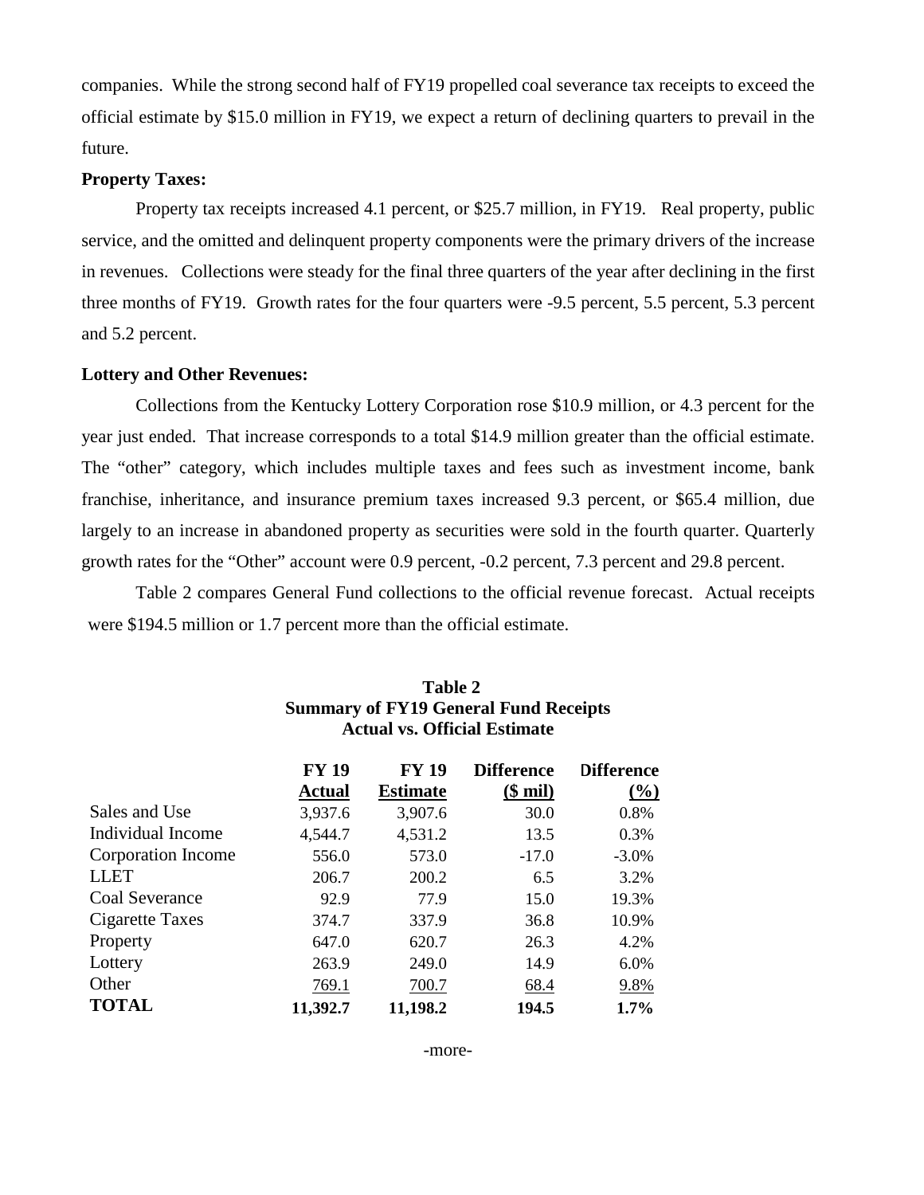companies. While the strong second half of FY19 propelled coal severance tax receipts to exceed the official estimate by $15.0 million in FY19, we expect a return of declining quarters to prevail in the future.

**Property Taxes:**

Property tax receipts increased 4.1 percent, or $25.7 million, in FY19. Real property, public service, and the omitted and delinquent property components were the primary drivers of the increase in revenues. Collections were steady for the final three quarters of the year after declining in the first three months of FY19. Growth rates for the four quarters were -9.5 percent, 5.5 percent, 5.3 percent and 5.2 percent.

**Lottery and Other Revenues:**

Collections from the Kentucky Lottery Corporation rose $10.9 million, or 4.3 percent for the year just ended. That increase corresponds to a total $14.9 million greater than the official estimate. The "other" category, which includes multiple taxes and fees such as investment income, bank franchise, inheritance, and insurance premium taxes increased 9.3 percent, or $65.4 million, due largely to an increase in abandoned property as securities were sold in the fourth quarter. Quarterly growth rates for the "Other" account were 0.9 percent, -0.2 percent, 7.3 percent and 29.8 percent.

Table 2 compares General Fund collections to the official revenue forecast. Actual receipts were $194.5 million or 1.7 percent more than the official estimate.

**Table 2**
**Summary of FY19 General Fund Receipts**
**Actual vs. Official Estimate**

| | FY 19 Actual | FY 19 Estimate | Difference ($ mil) | Difference (%) |
|---|---|---|---|---|
| Sales and Use | 3,937.6 | 3,907.6 | 30.0 | 0.8% |
| Individual Income | 4,544.7 | 4,531.2 | 13.5 | 0.3% |
| Corporation Income | 556.0 | 573.0 | -17.0 | -3.0% |
| LLET | 206.7 | 200.2 | 6.5 | 3.2% |
| Coal Severance | 92.9 | 77.9 | 15.0 | 19.3% |
| Cigarette Taxes | 374.7 | 337.9 | 36.8 | 10.9% |
| Property | 647.0 | 620.7 | 26.3 | 4.2% |
| Lottery | 263.9 | 249.0 | 14.9 | 6.0% |
| Other | 769.1 | 700.7 | 68.4 | 9.8% |
| **TOTAL** | **11,392.7** | **11,198.2** | **194.5** | **1.7%** |

-more-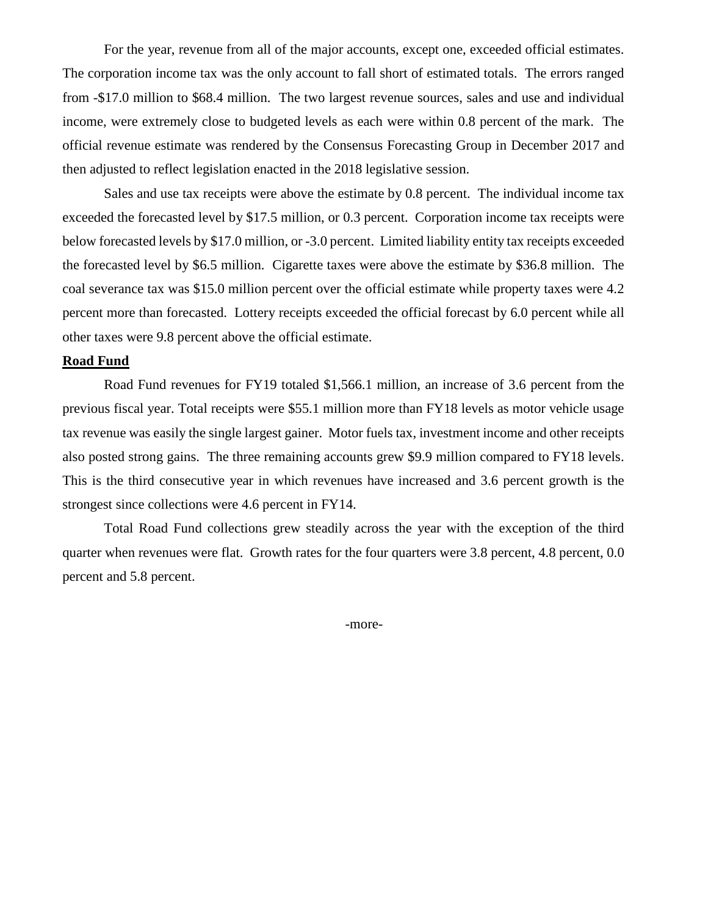For the year, revenue from all of the major accounts, except one, exceeded official estimates. The corporation income tax was the only account to fall short of estimated totals. The errors ranged from -$17.0 million to $68.4 million. The two largest revenue sources, sales and use and individual income, were extremely close to budgeted levels as each were within 0.8 percent of the mark. The official revenue estimate was rendered by the Consensus Forecasting Group in December 2017 and then adjusted to reflect legislation enacted in the 2018 legislative session.

Sales and use tax receipts were above the estimate by 0.8 percent. The individual income tax exceeded the forecasted level by $17.5 million, or 0.3 percent. Corporation income tax receipts were below forecasted levels by $17.0 million, or -3.0 percent. Limited liability entity tax receipts exceeded the forecasted level by $6.5 million. Cigarette taxes were above the estimate by $36.8 million. The coal severance tax was $15.0 million percent over the official estimate while property taxes were 4.2 percent more than forecasted. Lottery receipts exceeded the official forecast by 6.0 percent while all other taxes were 9.8 percent above the official estimate.

**Road Fund**

Road Fund revenues for FY19 totaled $1,566.1 million, an increase of 3.6 percent from the previous fiscal year. Total receipts were $55.1 million more than FY18 levels as motor vehicle usage tax revenue was easily the single largest gainer. Motor fuels tax, investment income and other receipts also posted strong gains. The three remaining accounts grew $9.9 million compared to FY18 levels. This is the third consecutive year in which revenues have increased and 3.6 percent growth is the strongest since collections were 4.6 percent in FY14.

Total Road Fund collections grew steadily across the year with the exception of the third quarter when revenues were flat. Growth rates for the four quarters were 3.8 percent, 4.8 percent, 0.0 percent and 5.8 percent.

-more-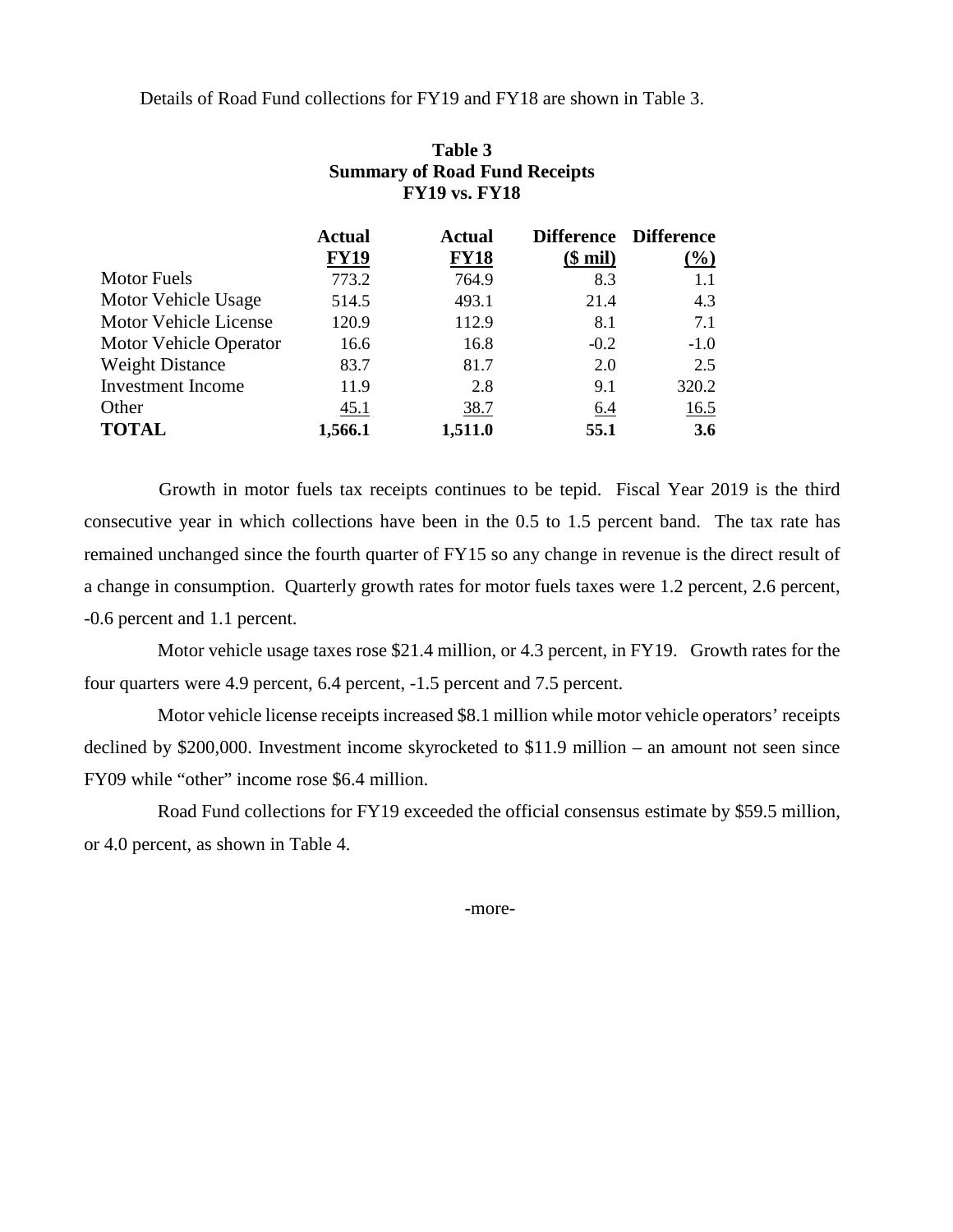Details of Road Fund collections for FY19 and FY18 are shown in Table 3.

**Table 3**
**Summary of Road Fund Receipts**
**FY19 vs. FY18**

| | Actual FY19 | Actual FY18 | Difference ($ mil) | Difference (%) |
|---|---|---|---|---|
| Motor Fuels | 773.2 | 764.9 | 8.3 | 1.1 |
| Motor Vehicle Usage | 514.5 | 493.1 | 21.4 | 4.3 |
| Motor Vehicle License | 120.9 | 112.9 | 8.1 | 7.1 |
| Motor Vehicle Operator | 16.6 | 16.8 | -0.2 | -1.0 |
| Weight Distance | 83.7 | 81.7 | 2.0 | 2.5 |
| Investment Income | 11.9 | 2.8 | 9.1 | 320.2 |
| Other | 45.1 | 38.7 | 6.4 | 16.5 |
| **TOTAL** | **1,566.1** | **1,511.0** | **55.1** | **3.6** |

Growth in motor fuels tax receipts continues to be tepid. Fiscal Year 2019 is the third consecutive year in which collections have been in the 0.5 to 1.5 percent band. The tax rate has remained unchanged since the fourth quarter of FY15 so any change in revenue is the direct result of a change in consumption. Quarterly growth rates for motor fuels taxes were 1.2 percent, 2.6 percent, -0.6 percent and 1.1 percent.

Motor vehicle usage taxes rose $21.4 million, or 4.3 percent, in FY19. Growth rates for the four quarters were 4.9 percent, 6.4 percent, -1.5 percent and 7.5 percent.

Motor vehicle license receipts increased $8.1 million while motor vehicle operators' receipts declined by $200,000. Investment income skyrocketed to $11.9 million – an amount not seen since FY09 while "other" income rose $6.4 million.

Road Fund collections for FY19 exceeded the official consensus estimate by $59.5 million, or 4.0 percent, as shown in Table 4.

-more-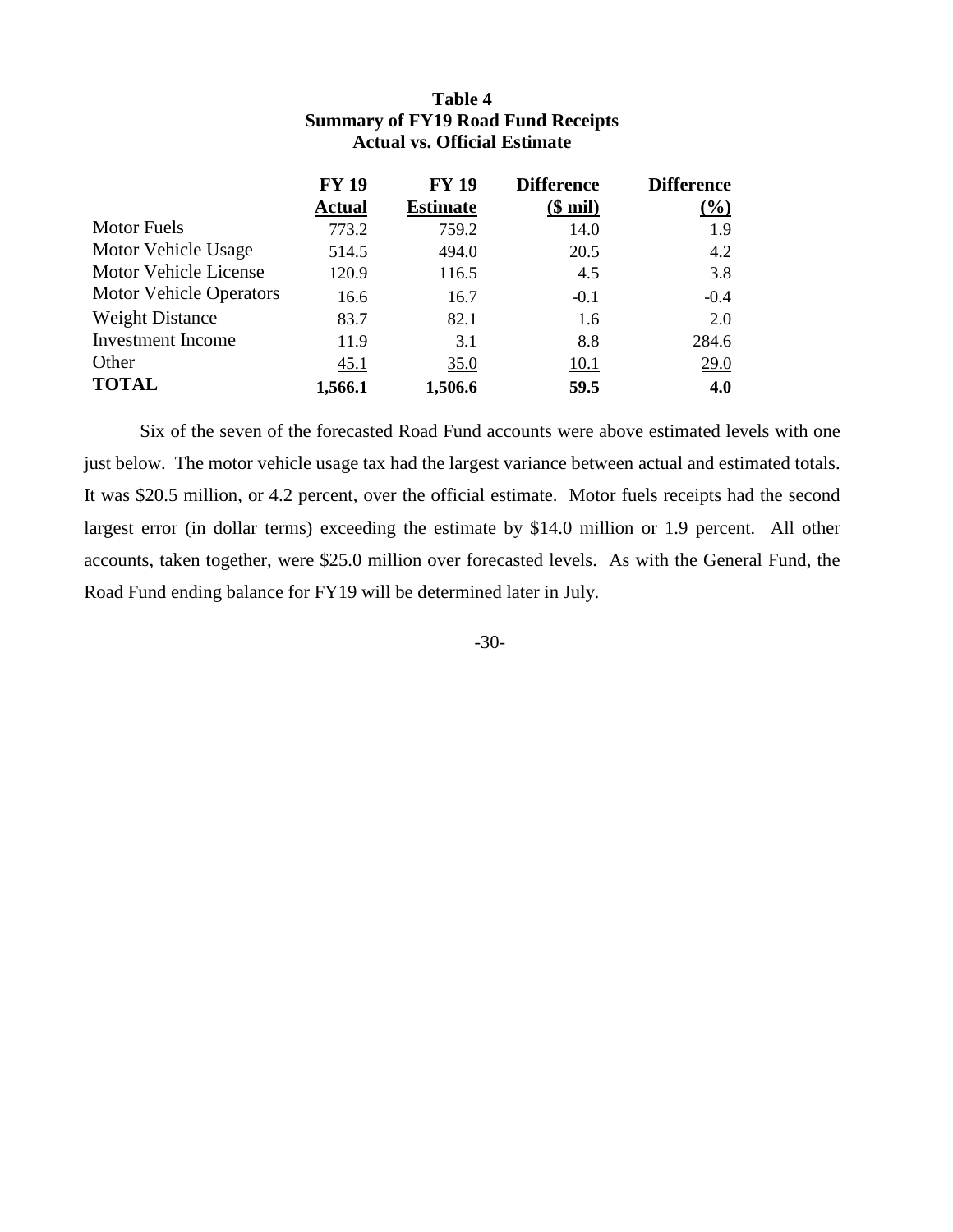**Table 4**
**Summary of FY19 Road Fund Receipts**
**Actual vs. Official Estimate**

| | FY 19 Actual | FY 19 Estimate | Difference ($ mil) | Difference (%) |
|---|---|---|---|---|
| Motor Fuels | 773.2 | 759.2 | 14.0 | 1.9 |
| Motor Vehicle Usage | 514.5 | 494.0 | 20.5 | 4.2 |
| Motor Vehicle License | 120.9 | 116.5 | 4.5 | 3.8 |
| Motor Vehicle Operators | 16.6 | 16.7 | -0.1 | -0.4 |
| Weight Distance | 83.7 | 82.1 | 1.6 | 2.0 |
| Investment Income | 11.9 | 3.1 | 8.8 | 284.6 |
| Other | 45.1 | 35.0 | 10.1 | 29.0 |
| **TOTAL** | **1,566.1** | **1,506.6** | **59.5** | **4.0** |

Six of the seven of the forecasted Road Fund accounts were above estimated levels with one just below. The motor vehicle usage tax had the largest variance between actual and estimated totals. It was $20.5 million, or 4.2 percent, over the official estimate. Motor fuels receipts had the second largest error (in dollar terms) exceeding the estimate by $14.0 million or 1.9 percent. All other accounts, taken together, were $25.0 million over forecasted levels. As with the General Fund, the Road Fund ending balance for FY19 will be determined later in July.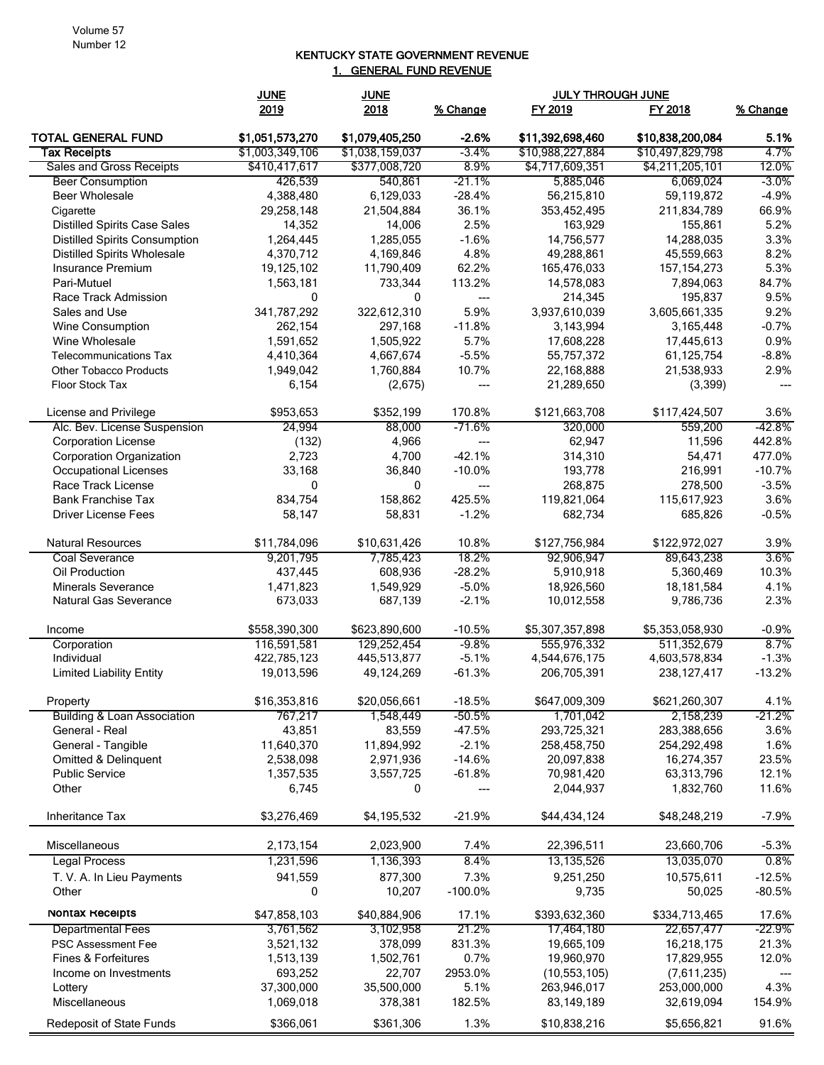Volume 57
Number 12

## KENTUCKY STATE GOVERNMENT REVENUE

### 1. GENERAL FUND REVENUE

| | JUNE 2019 | JUNE 2018 | % Change | JULY THROUGH JUNE FY 2019 | FY 2018 | % Change |
|---|---|---|---|---|---|---|
| **TOTAL GENERAL FUND** | **$1,051,573,270** | **$1,079,405,250** | **-2.6%** | **$11,392,698,460** | **$10,838,200,084** | **5.1%** |
| **Tax Receipts** | $1,003,349,106 | $1,038,159,037 | -3.4% | $10,988,227,884 | $10,497,829,798 | 4.7% |
| Sales and Gross Receipts | $410,417,617 | $377,008,720 | 8.9% | $4,717,609,351 | $4,211,205,101 | 12.0% |
| Beer Consumption | 426,539 | 540,861 | -21.1% | 5,885,046 | 6,069,024 | -3.0% |
| Beer Wholesale | 4,388,480 | 6,129,033 | -28.4% | 56,215,810 | 59,119,872 | -4.9% |
| Cigarette | 29,258,148 | 21,504,884 | 36.1% | 353,452,495 | 211,834,789 | 66.9% |
| Distilled Spirits Case Sales | 14,352 | 14,006 | 2.5% | 163,929 | 155,861 | 5.2% |
| Distilled Spirits Consumption | 1,264,445 | 1,285,055 | -1.6% | 14,756,577 | 14,288,035 | 3.3% |
| Distilled Spirits Wholesale | 4,370,712 | 4,169,846 | 4.8% | 49,288,861 | 45,559,663 | 8.2% |
| Insurance Premium | 19,125,102 | 11,790,409 | 62.2% | 165,476,033 | 157,154,273 | 5.3% |
| Pari-Mutuel | 1,563,181 | 733,344 | 113.2% | 14,578,083 | 7,894,063 | 84.7% |
| Race Track Admission | 0 | 0 | --- | 214,345 | 195,837 | 9.5% |
| Sales and Use | 341,787,292 | 322,612,310 | 5.9% | 3,937,610,039 | 3,605,661,335 | 9.2% |
| Wine Consumption | 262,154 | 297,168 | -11.8% | 3,143,994 | 3,165,448 | -0.7% |
| Wine Wholesale | 1,591,652 | 1,505,922 | 5.7% | 17,608,228 | 17,445,613 | 0.9% |
| Telecommunications Tax | 4,410,364 | 4,667,674 | -5.5% | 55,757,372 | 61,125,754 | -8.8% |
| Other Tobacco Products | 1,949,042 | 1,760,884 | 10.7% | 22,168,888 | 21,538,933 | 2.9% |
| Floor Stock Tax | 6,154 | (2,675) | --- | 21,289,650 | (3,399) | --- |
| License and Privilege | $953,653 | $352,199 | 170.8% | $121,663,708 | $117,424,507 | 3.6% |
| Alc. Bev. License Suspension | 24,994 | 88,000 | -71.6% | 320,000 | 559,200 | -42.8% |
| Corporation License | (132) | 4,966 | --- | 62,947 | 11,596 | 442.8% |
| Corporation Organization | 2,723 | 4,700 | -42.1% | 314,310 | 54,471 | 477.0% |
| Occupational Licenses | 33,168 | 36,840 | -10.0% | 193,778 | 216,991 | -10.7% |
| Race Track License | 0 | 0 | --- | 268,875 | 278,500 | -3.5% |
| Bank Franchise Tax | 834,754 | 158,862 | 425.5% | 119,821,064 | 115,617,923 | 3.6% |
| Driver License Fees | 58,147 | 58,831 | -1.2% | 682,734 | 685,826 | -0.5% |
| Natural Resources | $11,784,096 | $10,631,426 | 10.8% | $127,756,984 | $122,972,027 | 3.9% |
| Coal Severance | 9,201,795 | 7,785,423 | 18.2% | 92,906,947 | 89,643,238 | 3.6% |
| Oil Production | 437,445 | 608,936 | -28.2% | 5,910,918 | 5,360,469 | 10.3% |
| Minerals Severance | 1,471,823 | 1,549,929 | -5.0% | 18,926,560 | 18,181,584 | 4.1% |
| Natural Gas Severance | 673,033 | 687,139 | -2.1% | 10,012,558 | 9,786,736 | 2.3% |
| Income | $558,390,300 | $623,890,600 | -10.5% | $5,307,357,898 | $5,353,058,930 | -0.9% |
| Corporation | 116,591,581 | 129,252,454 | -9.8% | 555,976,332 | 511,352,679 | 8.7% |
| Individual | 422,785,123 | 445,513,877 | -5.1% | 4,544,676,175 | 4,603,578,834 | -1.3% |
| Limited Liability Entity | 19,013,596 | 49,124,269 | -61.3% | 206,705,391 | 238,127,417 | -13.2% |
| Property | $16,353,816 | $20,056,661 | -18.5% | $647,009,309 | $621,260,307 | 4.1% |
| Building & Loan Association | 767,217 | 1,548,449 | -50.5% | 1,701,042 | 2,158,239 | -21.2% |
| General - Real | 43,851 | 83,559 | -47.5% | 293,725,321 | 283,388,656 | 3.6% |
| General - Tangible | 11,640,370 | 11,894,992 | -2.1% | 258,458,750 | 254,292,498 | 1.6% |
| Omitted & Delinquent | 2,538,098 | 2,971,936 | -14.6% | 20,097,838 | 16,274,357 | 23.5% |
| Public Service | 1,357,535 | 3,557,725 | -61.8% | 70,981,420 | 63,313,796 | 12.1% |
| Other | 6,745 | 0 | --- | 2,044,937 | 1,832,760 | 11.6% |
| Inheritance Tax | $3,276,469 | $4,195,532 | -21.9% | $44,434,124 | $48,248,219 | -7.9% |
| Miscellaneous | 2,173,154 | 2,023,900 | 7.4% | 22,396,511 | 23,660,706 | -5.3% |
| Legal Process | 1,231,596 | 1,136,393 | 8.4% | 13,135,526 | 13,035,070 | 0.8% |
| T. V. A. In Lieu Payments | 941,559 | 877,300 | 7.3% | 9,251,250 | 10,575,611 | -12.5% |
| Other | 0 | 10,207 | -100.0% | 9,735 | 50,025 | -80.5% |
| **Nontax Receipts** | $47,858,103 | $40,884,906 | 17.1% | $393,632,360 | $334,713,465 | 17.6% |
| Departmental Fees | 3,761,562 | 3,102,958 | 21.2% | 17,464,180 | 22,657,477 | -22.9% |
| PSC Assessment Fee | 3,521,132 | 378,099 | 831.3% | 19,665,109 | 16,218,175 | 21.3% |
| Fines & Forfeitures | 1,513,139 | 1,502,761 | 0.7% | 19,960,970 | 17,829,955 | 12.0% |
| Income on Investments | 693,252 | 22,707 | 2953.0% | (10,553,105) | (7,611,235) | --- |
| Lottery | 37,300,000 | 35,500,000 | 5.1% | 263,946,017 | 253,000,000 | 4.3% |
| Miscellaneous | 1,069,018 | 378,381 | 182.5% | 83,149,189 | 32,619,094 | 154.9% |
| Redeposit of State Funds | $366,061 | $361,306 | 1.3% | $10,838,216 | $5,656,821 | 91.6% |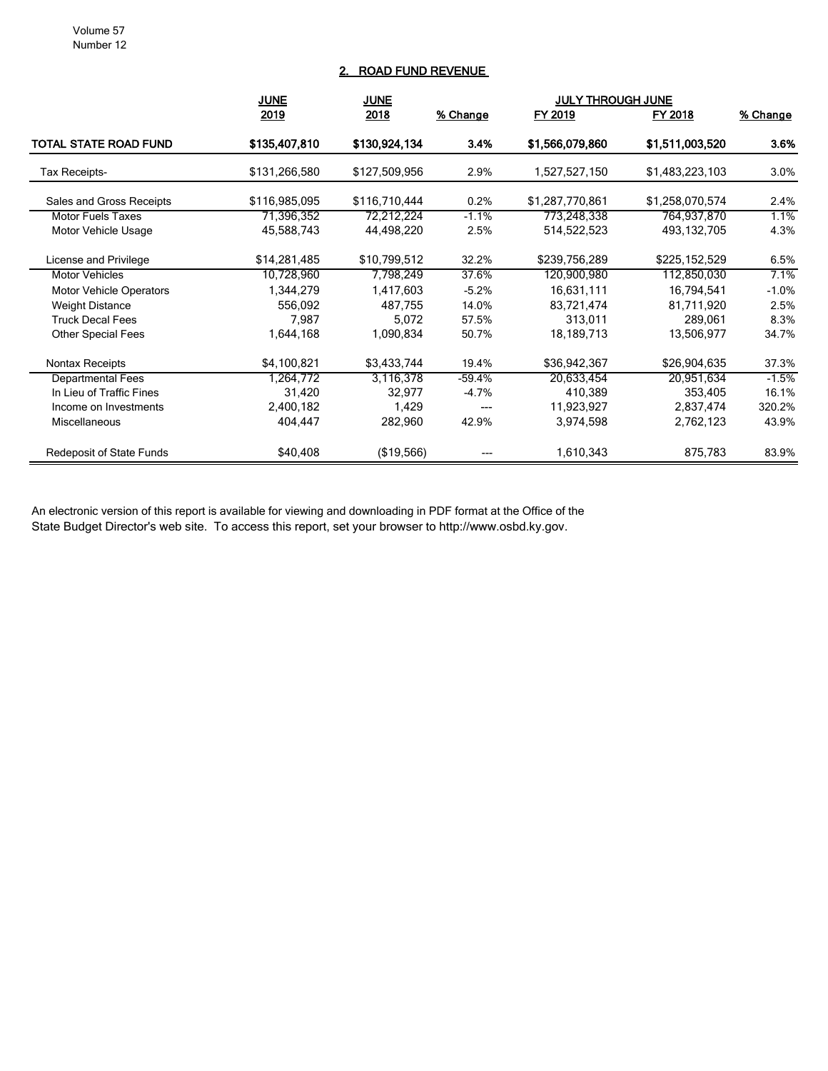## 2. ROAD FUND REVENUE

| | JUNE 2019 | JUNE 2018 | % Change | JULY THROUGH JUNE FY 2019 | JULY THROUGH JUNE FY 2018 | % Change |
|---|---|---|---|---|---|---|
| **TOTAL STATE ROAD FUND** | **$135,407,810** | **$130,924,134** | **3.4%** | **$1,566,079,860** | **$1,511,003,520** | **3.6%** |
| Tax Receipts- | $131,266,580 | $127,509,956 | 2.9% | 1,527,527,150 | $1,483,223,103 | 3.0% |
| Sales and Gross Receipts | $116,985,095 | $116,710,444 | 0.2% | $1,287,770,861 | $1,258,070,574 | 2.4% |
| Motor Fuels Taxes | 71,396,352 | 72,212,224 | -1.1% | 773,248,338 | 764,937,870 | 1.1% |
| Motor Vehicle Usage | 45,588,743 | 44,498,220 | 2.5% | 514,522,523 | 493,132,705 | 4.3% |
| License and Privilege | $14,281,485 | $10,799,512 | 32.2% | $239,756,289 | $225,152,529 | 6.5% |
| Motor Vehicles | 10,728,960 | 7,798,249 | 37.6% | 120,900,980 | 112,850,030 | 7.1% |
| Motor Vehicle Operators | 1,344,279 | 1,417,603 | -5.2% | 16,631,111 | 16,794,541 | -1.0% |
| Weight Distance | 556,092 | 487,755 | 14.0% | 83,721,474 | 81,711,920 | 2.5% |
| Truck Decal Fees | 7,987 | 5,072 | 57.5% | 313,011 | 289,061 | 8.3% |
| Other Special Fees | 1,644,168 | 1,090,834 | 50.7% | 18,189,713 | 13,506,977 | 34.7% |
| Nontax Receipts | $4,100,821 | $3,433,744 | 19.4% | $36,942,367 | $26,904,635 | 37.3% |
| Departmental Fees | 1,264,772 | 3,116,378 | -59.4% | 20,633,454 | 20,951,634 | -1.5% |
| In Lieu of Traffic Fines | 31,420 | 32,977 | -4.7% | 410,389 | 353,405 | 16.1% |
| Income on Investments | 2,400,182 | 1,429 | --- | 11,923,927 | 2,837,474 | 320.2% |
| Miscellaneous | 404,447 | 282,960 | 42.9% | 3,974,598 | 2,762,123 | 43.9% |
| Redeposit of State Funds | $40,408 | ($19,566) | --- | 1,610,343 | 875,783 | 83.9% |

An electronic version of this report is available for viewing and downloading in PDF format at the Office of the State Budget Director's web site. To access this report, set your browser to http://www.osbd.ky.gov.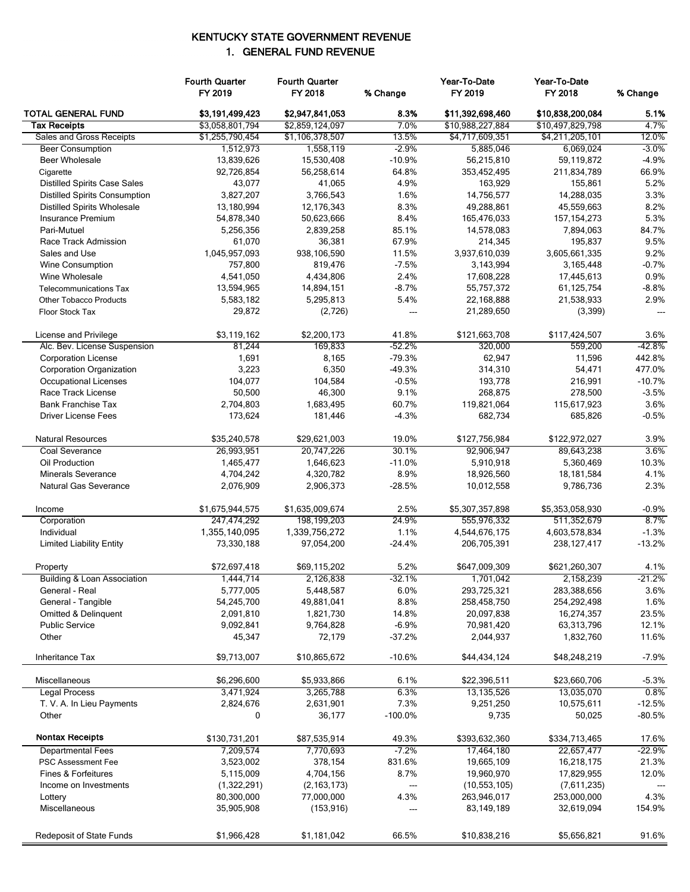# KENTUCKY STATE GOVERNMENT REVENUE

## 1. GENERAL FUND REVENUE

| | Fourth Quarter FY 2019 | Fourth Quarter FY 2018 | % Change | Year-To-Date FY 2019 | Year-To-Date FY 2018 | % Change |
|---|---|---|---|---|---|---|
| **TOTAL GENERAL FUND** | **$3,191,499,423** | **$2,947,841,053** | **8.3%** | **$11,392,698,460** | **$10,838,200,084** | **5.1%** |
| **Tax Receipts** | $3,058,801,794 | $2,859,124,097 | 7.0% | $10,988,227,884 | $10,497,829,798 | 4.7% |
| Sales and Gross Receipts | $1,255,790,454 | $1,106,378,507 | 13.5% | $4,717,609,351 | $4,211,205,101 | 12.0% |
| Beer Consumption | 1,512,973 | 1,558,119 | -2.9% | 5,885,046 | 6,069,024 | -3.0% |
| Beer Wholesale | 13,839,626 | 15,530,408 | -10.9% | 56,215,810 | 59,119,872 | -4.9% |
| Cigarette | 92,726,854 | 56,258,614 | 64.8% | 353,452,495 | 211,834,789 | 66.9% |
| Distilled Spirits Case Sales | 43,077 | 41,065 | 4.9% | 163,929 | 155,861 | 5.2% |
| Distilled Spirits Consumption | 3,827,207 | 3,766,543 | 1.6% | 14,756,577 | 14,288,035 | 3.3% |
| Distilled Spirits Wholesale | 13,180,994 | 12,176,343 | 8.3% | 49,288,861 | 45,559,663 | 8.2% |
| Insurance Premium | 54,878,340 | 50,623,666 | 8.4% | 165,476,033 | 157,154,273 | 5.3% |
| Pari-Mutuel | 5,256,356 | 2,839,258 | 85.1% | 14,578,083 | 7,894,063 | 84.7% |
| Race Track Admission | 61,070 | 36,381 | 67.9% | 214,345 | 195,837 | 9.5% |
| Sales and Use | 1,045,957,093 | 938,106,590 | 11.5% | 3,937,610,039 | 3,605,661,335 | 9.2% |
| Wine Consumption | 757,800 | 819,476 | -7.5% | 3,143,994 | 3,165,448 | -0.7% |
| Wine Wholesale | 4,541,050 | 4,434,806 | 2.4% | 17,608,228 | 17,445,613 | 0.9% |
| Telecommunications Tax | 13,594,965 | 14,894,151 | -8.7% | 55,757,372 | 61,125,754 | -8.8% |
| Other Tobacco Products | 5,583,182 | 5,295,813 | 5.4% | 22,168,888 | 21,538,933 | 2.9% |
| Floor Stock Tax | 29,872 | (2,726) | --- | 21,289,650 | (3,399) | --- |
| | | | | | | |
| License and Privilege | $3,119,162 | $2,200,173 | 41.8% | $121,663,708 | $117,424,507 | 3.6% |
| Alc. Bev. License Suspension | 81,244 | 169,833 | -52.2% | 320,000 | 559,200 | -42.8% |
| Corporation License | 1,691 | 8,165 | -79.3% | 62,947 | 11,596 | 442.8% |
| Corporation Organization | 3,223 | 6,350 | -49.3% | 314,310 | 54,471 | 477.0% |
| Occupational Licenses | 104,077 | 104,584 | -0.5% | 193,778 | 216,991 | -10.7% |
| Race Track License | 50,500 | 46,300 | 9.1% | 268,875 | 278,500 | -3.5% |
| Bank Franchise Tax | 2,704,803 | 1,683,495 | 60.7% | 119,821,064 | 115,617,923 | 3.6% |
| Driver License Fees | 173,624 | 181,446 | -4.3% | 682,734 | 685,826 | -0.5% |
| | | | | | | |
| Natural Resources | $35,240,578 | $29,621,003 | 19.0% | $127,756,984 | $122,972,027 | 3.9% |
| Coal Severance | 26,993,951 | 20,747,226 | 30.1% | 92,906,947 | 89,643,238 | 3.6% |
| Oil Production | 1,465,477 | 1,646,623 | -11.0% | 5,910,918 | 5,360,469 | 10.3% |
| Minerals Severance | 4,704,242 | 4,320,782 | 8.9% | 18,926,560 | 18,181,584 | 4.1% |
| Natural Gas Severance | 2,076,909 | 2,906,373 | -28.5% | 10,012,558 | 9,786,736 | 2.3% |
| | | | | | | |
| Income | $1,675,944,575 | $1,635,009,674 | 2.5% | $5,307,357,898 | $5,353,058,930 | -0.9% |
| Corporation | 247,474,292 | 198,199,203 | 24.9% | 555,976,332 | 511,352,679 | 8.7% |
| Individual | 1,355,140,095 | 1,339,756,272 | 1.1% | 4,544,676,175 | 4,603,578,834 | -1.3% |
| Limited Liability Entity | 73,330,188 | 97,054,200 | -24.4% | 206,705,391 | 238,127,417 | -13.2% |
| | | | | | | |
| Property | $72,697,418 | $69,115,202 | 5.2% | $647,009,309 | $621,260,307 | 4.1% |
| Building & Loan Association | 1,444,714 | 2,126,838 | -32.1% | 1,701,042 | 2,158,239 | -21.2% |
| General - Real | 5,777,005 | 5,448,587 | 6.0% | 293,725,321 | 283,388,656 | 3.6% |
| General - Tangible | 54,245,700 | 49,881,041 | 8.8% | 258,458,750 | 254,292,498 | 1.6% |
| Omitted & Delinquent | 2,091,810 | 1,821,730 | 14.8% | 20,097,838 | 16,274,357 | 23.5% |
| Public Service | 9,092,841 | 9,764,828 | -6.9% | 70,981,420 | 63,313,796 | 12.1% |
| Other | 45,347 | 72,179 | -37.2% | 2,044,937 | 1,832,760 | 11.6% |
| | | | | | | |
| Inheritance Tax | $9,713,007 | $10,865,672 | -10.6% | $44,434,124 | $48,248,219 | -7.9% |
| | | | | | | |
| Miscellaneous | $6,296,600 | $5,933,866 | 6.1% | $22,396,511 | $23,660,706 | -5.3% |
| Legal Process | 3,471,924 | 3,265,788 | 6.3% | 13,135,526 | 13,035,070 | 0.8% |
| T. V. A. In Lieu Payments | 2,824,676 | 2,631,901 | 7.3% | 9,251,250 | 10,575,611 | -12.5% |
| Other | 0 | 36,177 | -100.0% | 9,735 | 50,025 | -80.5% |
| | | | | | | |
| **Nontax Receipts** | $130,731,201 | $87,535,914 | 49.3% | $393,632,360 | $334,713,465 | 17.6% |
| Departmental Fees | 7,209,574 | 7,770,693 | -7.2% | 17,464,180 | 22,657,477 | -22.9% |
| PSC Assessment Fee | 3,523,002 | 378,154 | 831.6% | 19,665,109 | 16,218,175 | 21.3% |
| Fines & Forfeitures | 5,115,009 | 4,704,156 | 8.7% | 19,960,970 | 17,829,955 | 12.0% |
| Income on Investments | (1,322,291) | (2,163,173) | --- | (10,553,105) | (7,611,235) | --- |
| Lottery | 80,300,000 | 77,000,000 | 4.3% | 263,946,017 | 253,000,000 | 4.3% |
| Miscellaneous | 35,905,908 | (153,916) | --- | 83,149,189 | 32,619,094 | 154.9% |
| | | | | | | |
| Redeposit of State Funds | $1,966,428 | $1,181,042 | 66.5% | $10,838,216 | $5,656,821 | 91.6% |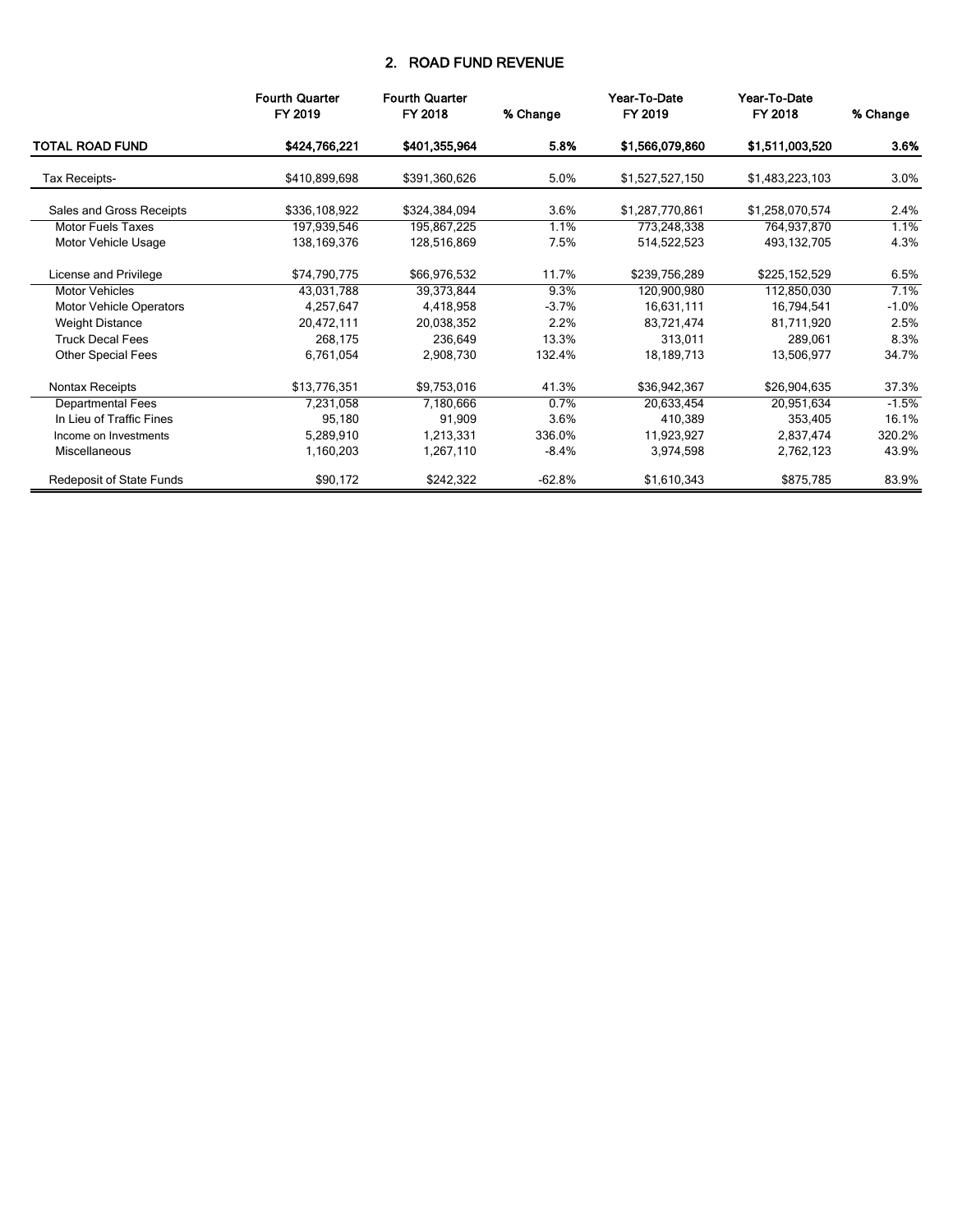## 2. ROAD FUND REVENUE

| | Fourth Quarter FY 2019 | Fourth Quarter FY 2018 | % Change | Year-To-Date FY 2019 | Year-To-Date FY 2018 | % Change |
|---|---|---|---|---|---|---|
| **TOTAL ROAD FUND** | **$424,766,221** | **$401,355,964** | **5.8%** | **$1,566,079,860** | **$1,511,003,520** | **3.6%** |
| Tax Receipts- | $410,899,698 | $391,360,626 | 5.0% | $1,527,527,150 | $1,483,223,103 | 3.0% |
| Sales and Gross Receipts | $336,108,922 | $324,384,094 | 3.6% | $1,287,770,861 | $1,258,070,574 | 2.4% |
| Motor Fuels Taxes | 197,939,546 | 195,867,225 | 1.1% | 773,248,338 | 764,937,870 | 1.1% |
| Motor Vehicle Usage | 138,169,376 | 128,516,869 | 7.5% | 514,522,523 | 493,132,705 | 4.3% |
| License and Privilege | $74,790,775 | $66,976,532 | 11.7% | $239,756,289 | $225,152,529 | 6.5% |
| Motor Vehicles | 43,031,788 | 39,373,844 | 9.3% | 120,900,980 | 112,850,030 | 7.1% |
| Motor Vehicle Operators | 4,257,647 | 4,418,958 | -3.7% | 16,631,111 | 16,794,541 | -1.0% |
| Weight Distance | 20,472,111 | 20,038,352 | 2.2% | 83,721,474 | 81,711,920 | 2.5% |
| Truck Decal Fees | 268,175 | 236,649 | 13.3% | 313,011 | 289,061 | 8.3% |
| Other Special Fees | 6,761,054 | 2,908,730 | 132.4% | 18,189,713 | 13,506,977 | 34.7% |
| Nontax Receipts | $13,776,351 | $9,753,016 | 41.3% | $36,942,367 | $26,904,635 | 37.3% |
| Departmental Fees | 7,231,058 | 7,180,666 | 0.7% | 20,633,454 | 20,951,634 | -1.5% |
| In Lieu of Traffic Fines | 95,180 | 91,909 | 3.6% | 410,389 | 353,405 | 16.1% |
| Income on Investments | 5,289,910 | 1,213,331 | 336.0% | 11,923,927 | 2,837,474 | 320.2% |
| Miscellaneous | 1,160,203 | 1,267,110 | -8.4% | 3,974,598 | 2,762,123 | 43.9% |
| Redeposit of State Funds | $90,172 | $242,322 | -62.8% | $1,610,343 | $875,785 | 83.9% |